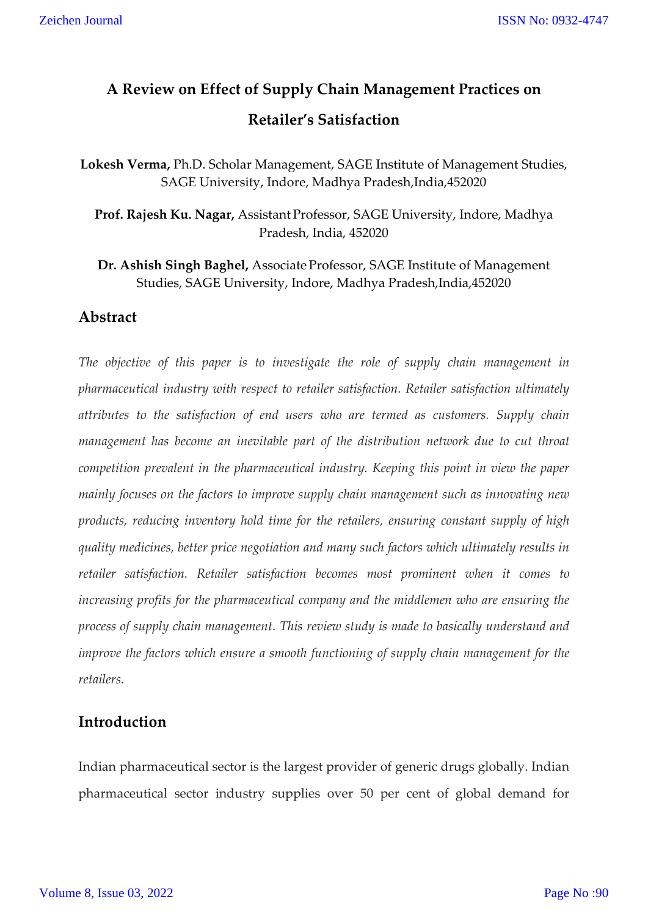# A Review on Effect of Supply Chain Management Practices on Retailer's Satisfaction

**Lokesh Verma,** Ph.D. Scholar Management, SAGE Institute of Management Studies, SAGE University, Indore, Madhya Pradesh,India,452020

**Prof. Rajesh Ku. Nagar,** Assistant Professor, SAGE University, Indore, Madhya Pradesh, India, 452020

**Dr. Ashish Singh Baghel,** Associate Professor, SAGE Institute of Management Studies, SAGE University, Indore, Madhya Pradesh,India,452020

## Abstract

*The objective of this paper is to investigate the role of supply chain management in pharmaceutical industry with respect to retailer satisfaction. Retailer satisfaction ultimately attributes to the satisfaction of end users who are termed as customers. Supply chain management has become an inevitable part of the distribution network due to cut throat competition prevalent in the pharmaceutical industry. Keeping this point in view the paper mainly focuses on the factors to improve supply chain management such as innovating new products, reducing inventory hold time for the retailers, ensuring constant supply of high quality medicines, better price negotiation and many such factors which ultimately results in retailer satisfaction. Retailer satisfaction becomes most prominent when it comes to increasing profits for the pharmaceutical company and the middlemen who are ensuring the process of supply chain management. This review study is made to basically understand and improve the factors which ensure a smooth functioning of supply chain management for the retailers.*

## Introduction

Indian pharmaceutical sector is the largest provider of generic drugs globally. Indian pharmaceutical sector industry supplies over 50 per cent of global demand for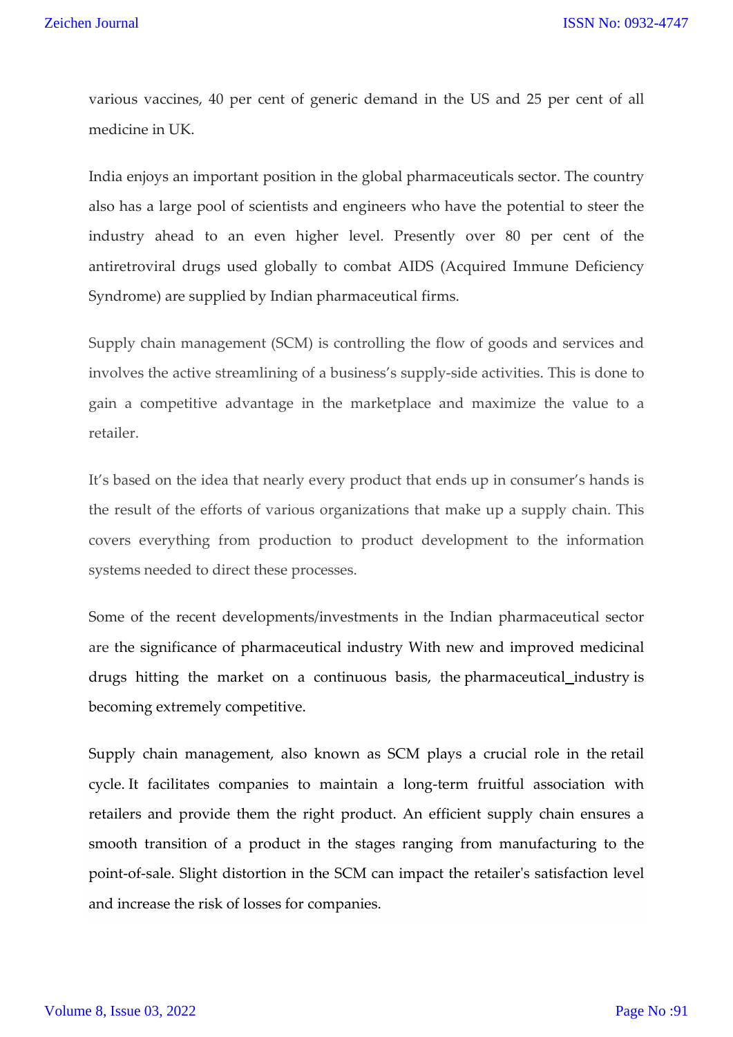various vaccines, 40 per cent of generic demand in the US and 25 per cent of all medicine in UK.

India enjoys an important position in the global pharmaceuticals sector. The country also has a large pool of scientists and engineers who have the potential to steer the industry ahead to an even higher level. Presently over 80 per cent of the antiretroviral drugs used globally to combat AIDS (Acquired Immune Deficiency Syndrome) are supplied by Indian pharmaceutical firms.

Supply chain management (SCM) is controlling the flow of goods and services and involves the active streamlining of a business's supply-side activities. This is done to gain a competitive advantage in the marketplace and maximize the value to a retailer.

It's based on the idea that nearly every product that ends up in consumer's hands is the result of the efforts of various organizations that make up a supply chain. This covers everything from production to product development to the information systems needed to direct these processes.

Some of the recent developments/investments in the Indian pharmaceutical sector are the significance of pharmaceutical industry With new and improved medicinal drugs hitting the market on a continuous basis, the pharmaceutical_industry is becoming extremely competitive.

Supply chain management, also known as SCM plays a crucial role in the retail cycle. It facilitates companies to maintain a long-term fruitful association with retailers and provide them the right product. An efficient supply chain ensures a smooth transition of a product in the stages ranging from manufacturing to the point-of-sale. Slight distortion in the SCM can impact the retailer's satisfaction level and increase the risk of losses for companies.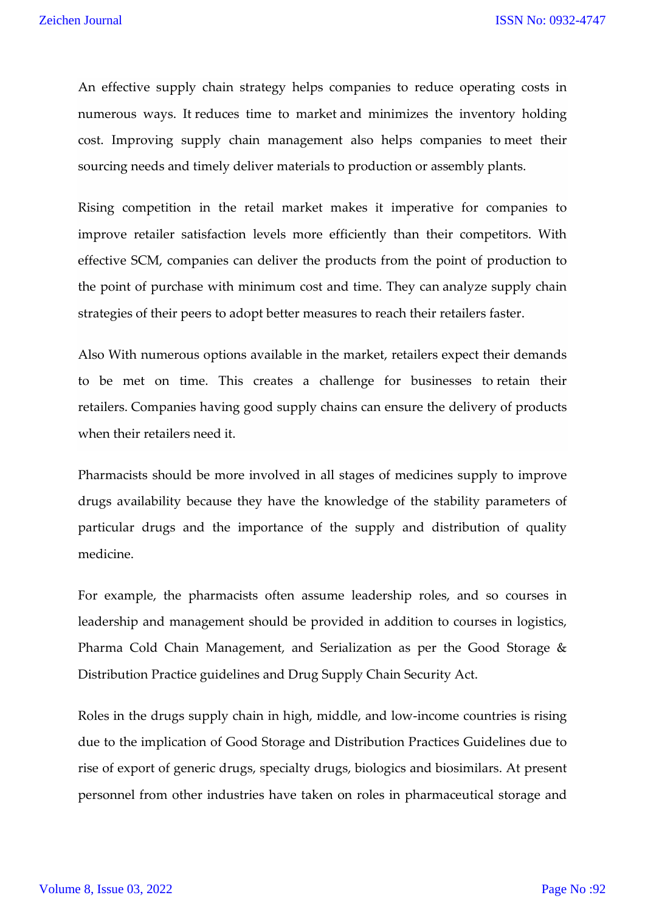An effective supply chain strategy helps companies to reduce operating costs in numerous ways. It reduces time to market and minimizes the inventory holding cost. Improving supply chain management also helps companies to meet their sourcing needs and timely deliver materials to production or assembly plants.

Rising competition in the retail market makes it imperative for companies to improve retailer satisfaction levels more efficiently than their competitors. With effective SCM, companies can deliver the products from the point of production to the point of purchase with minimum cost and time. They can analyze supply chain strategies of their peers to adopt better measures to reach their retailers faster.

Also With numerous options available in the market, retailers expect their demands to be met on time. This creates a challenge for businesses to retain their retailers. Companies having good supply chains can ensure the delivery of products when their retailers need it.

Pharmacists should be more involved in all stages of medicines supply to improve drugs availability because they have the knowledge of the stability parameters of particular drugs and the importance of the supply and distribution of quality medicine.

For example, the pharmacists often assume leadership roles, and so courses in leadership and management should be provided in addition to courses in logistics, Pharma Cold Chain Management, and Serialization as per the Good Storage & Distribution Practice guidelines and Drug Supply Chain Security Act.

Roles in the drugs supply chain in high, middle, and low-income countries is rising due to the implication of Good Storage and Distribution Practices Guidelines due to rise of export of generic drugs, specialty drugs, biologics and biosimilars. At present personnel from other industries have taken on roles in pharmaceutical storage and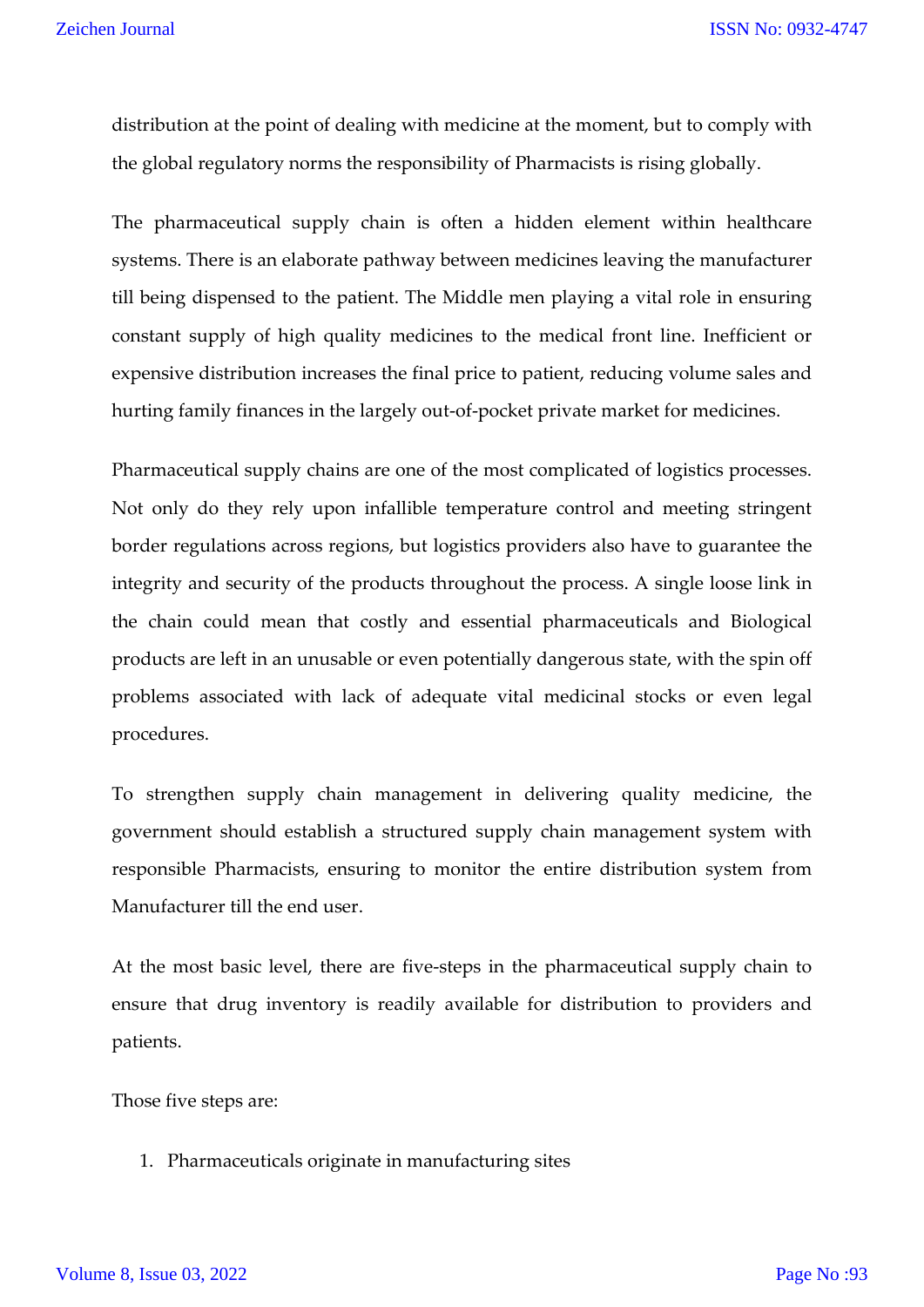distribution at the point of dealing with medicine at the moment, but to comply with the global regulatory norms the responsibility of Pharmacists is rising globally.

The pharmaceutical supply chain is often a hidden element within healthcare systems. There is an elaborate pathway between medicines leaving the manufacturer till being dispensed to the patient. The Middle men playing a vital role in ensuring constant supply of high quality medicines to the medical front line. Inefficient or expensive distribution increases the final price to patient, reducing volume sales and hurting family finances in the largely out-of-pocket private market for medicines.

Pharmaceutical supply chains are one of the most complicated of logistics processes. Not only do they rely upon infallible temperature control and meeting stringent border regulations across regions, but logistics providers also have to guarantee the integrity and security of the products throughout the process. A single loose link in the chain could mean that costly and essential pharmaceuticals and Biological products are left in an unusable or even potentially dangerous state, with the spin off problems associated with lack of adequate vital medicinal stocks or even legal procedures.

To strengthen supply chain management in delivering quality medicine, the government should establish a structured supply chain management system with responsible Pharmacists, ensuring to monitor the entire distribution system from Manufacturer till the end user.

At the most basic level, there are five-steps in the pharmaceutical supply chain to ensure that drug inventory is readily available for distribution to providers and patients.

Those five steps are:

1. Pharmaceuticals originate in manufacturing sites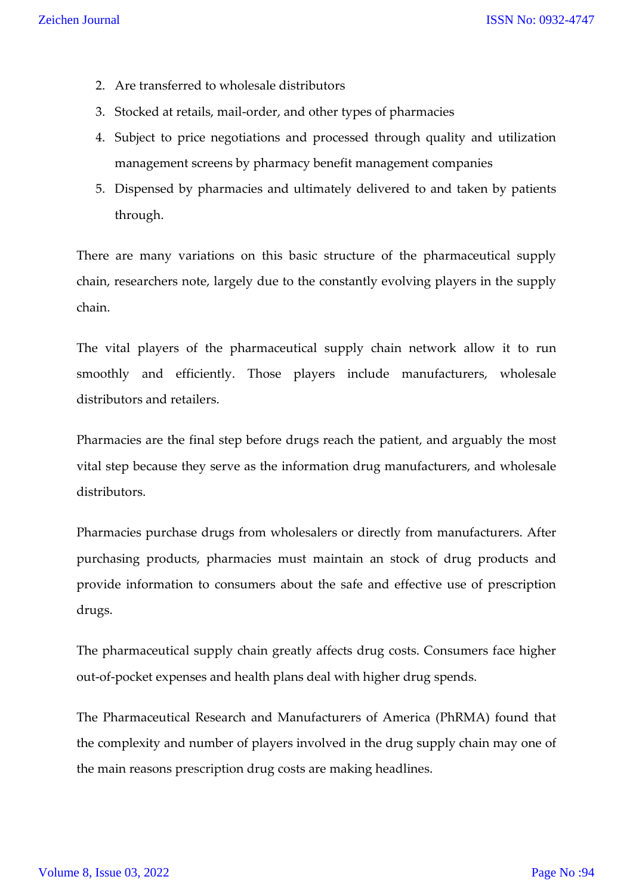2. Are transferred to wholesale distributors
3. Stocked at retails, mail-order, and other types of pharmacies
4. Subject to price negotiations and processed through quality and utilization management screens by pharmacy benefit management companies
5. Dispensed by pharmacies and ultimately delivered to and taken by patients through.

There are many variations on this basic structure of the pharmaceutical supply chain, researchers note, largely due to the constantly evolving players in the supply chain.

The vital players of the pharmaceutical supply chain network allow it to run smoothly and efficiently. Those players include manufacturers, wholesale distributors and retailers.

Pharmacies are the final step before drugs reach the patient, and arguably the most vital step because they serve as the information drug manufacturers, and wholesale distributors.

Pharmacies purchase drugs from wholesalers or directly from manufacturers. After purchasing products, pharmacies must maintain an stock of drug products and provide information to consumers about the safe and effective use of prescription drugs.

The pharmaceutical supply chain greatly affects drug costs. Consumers face higher out-of-pocket expenses and health plans deal with higher drug spends.

The Pharmaceutical Research and Manufacturers of America (PhRMA) found that the complexity and number of players involved in the drug supply chain may one of the main reasons prescription drug costs are making headlines.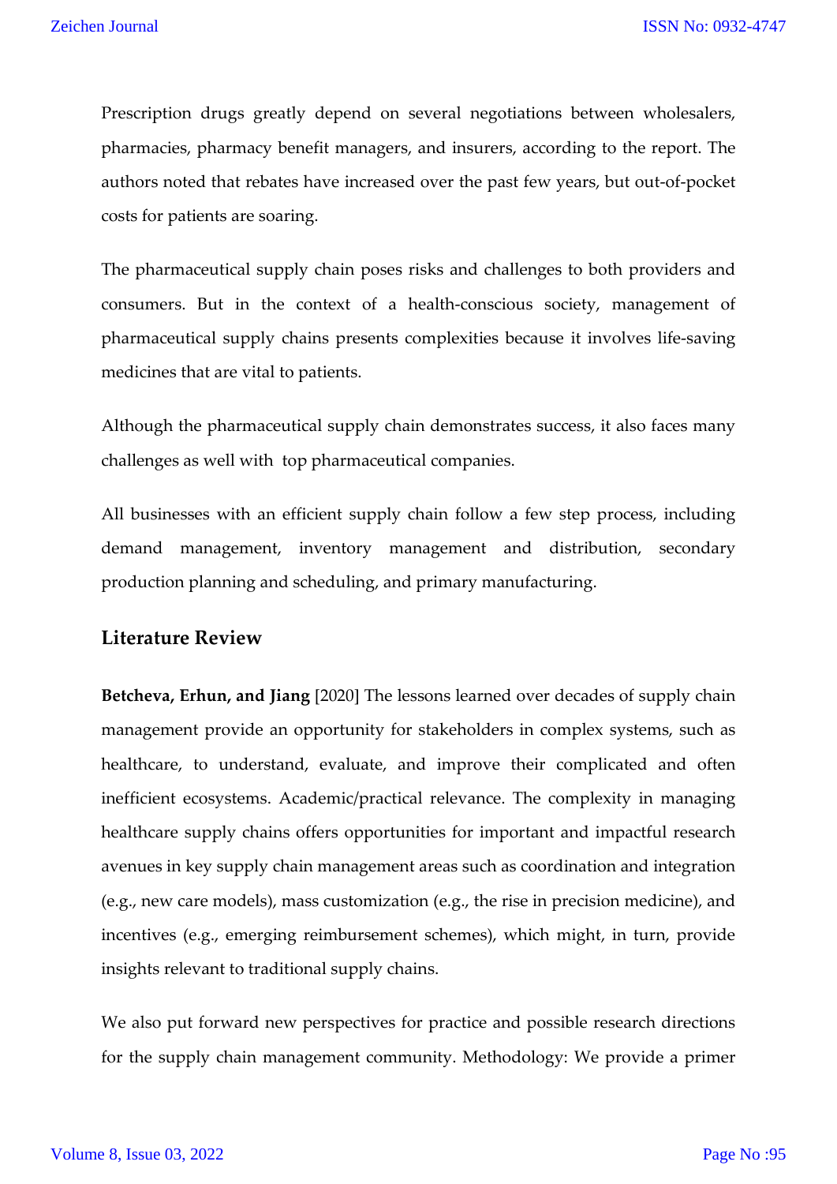Prescription drugs greatly depend on several negotiations between wholesalers, pharmacies, pharmacy benefit managers, and insurers, according to the report. The authors noted that rebates have increased over the past few years, but out-of-pocket costs for patients are soaring.

The pharmaceutical supply chain poses risks and challenges to both providers and consumers. But in the context of a health-conscious society, management of pharmaceutical supply chains presents complexities because it involves life-saving medicines that are vital to patients.

Although the pharmaceutical supply chain demonstrates success, it also faces many challenges as well with  top pharmaceutical companies.

All businesses with an efficient supply chain follow a few step process, including demand management, inventory management and distribution, secondary production planning and scheduling, and primary manufacturing.

## Literature Review

**Betcheva, Erhun, and Jiang** [2020] The lessons learned over decades of supply chain management provide an opportunity for stakeholders in complex systems, such as healthcare, to understand, evaluate, and improve their complicated and often inefficient ecosystems. Academic/practical relevance. The complexity in managing healthcare supply chains offers opportunities for important and impactful research avenues in key supply chain management areas such as coordination and integration (e.g., new care models), mass customization (e.g., the rise in precision medicine), and incentives (e.g., emerging reimbursement schemes), which might, in turn, provide insights relevant to traditional supply chains.

We also put forward new perspectives for practice and possible research directions for the supply chain management community. Methodology: We provide a primer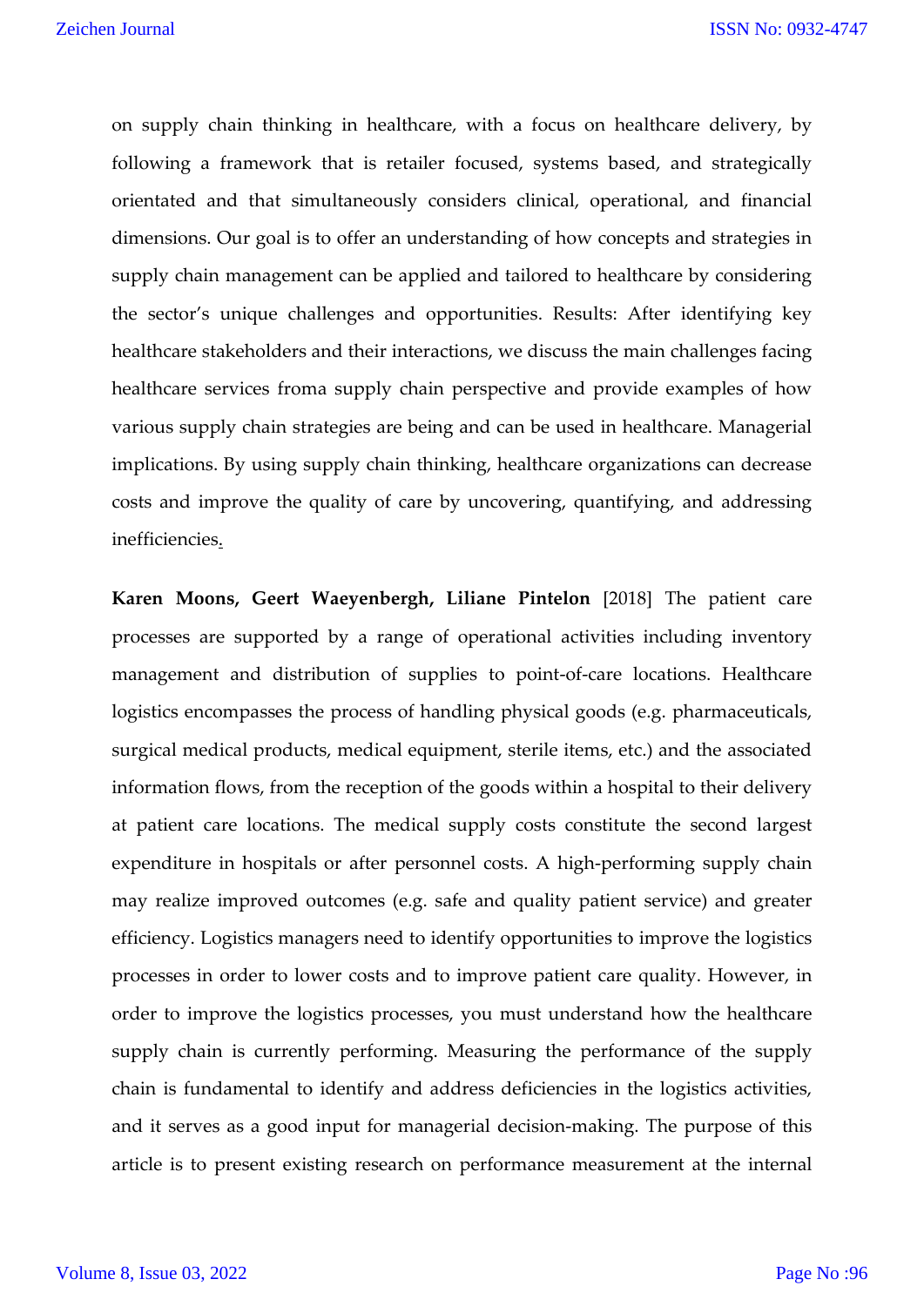on supply chain thinking in healthcare, with a focus on healthcare delivery, by following a framework that is retailer focused, systems based, and strategically orientated and that simultaneously considers clinical, operational, and financial dimensions. Our goal is to offer an understanding of how concepts and strategies in supply chain management can be applied and tailored to healthcare by considering the sector's unique challenges and opportunities. Results: After identifying key healthcare stakeholders and their interactions, we discuss the main challenges facing healthcare services froma supply chain perspective and provide examples of how various supply chain strategies are being and can be used in healthcare. Managerial implications. By using supply chain thinking, healthcare organizations can decrease costs and improve the quality of care by uncovering, quantifying, and addressing inefficiencies.

**Karen Moons, Geert Waeyenbergh, Liliane Pintelon** [2018] The patient care processes are supported by a range of operational activities including inventory management and distribution of supplies to point-of-care locations. Healthcare logistics encompasses the process of handling physical goods (e.g. pharmaceuticals, surgical medical products, medical equipment, sterile items, etc.) and the associated information flows, from the reception of the goods within a hospital to their delivery at patient care locations. The medical supply costs constitute the second largest expenditure in hospitals or after personnel costs. A high-performing supply chain may realize improved outcomes (e.g. safe and quality patient service) and greater efficiency. Logistics managers need to identify opportunities to improve the logistics processes in order to lower costs and to improve patient care quality. However, in order to improve the logistics processes, you must understand how the healthcare supply chain is currently performing. Measuring the performance of the supply chain is fundamental to identify and address deficiencies in the logistics activities, and it serves as a good input for managerial decision-making. The purpose of this article is to present existing research on performance measurement at the internal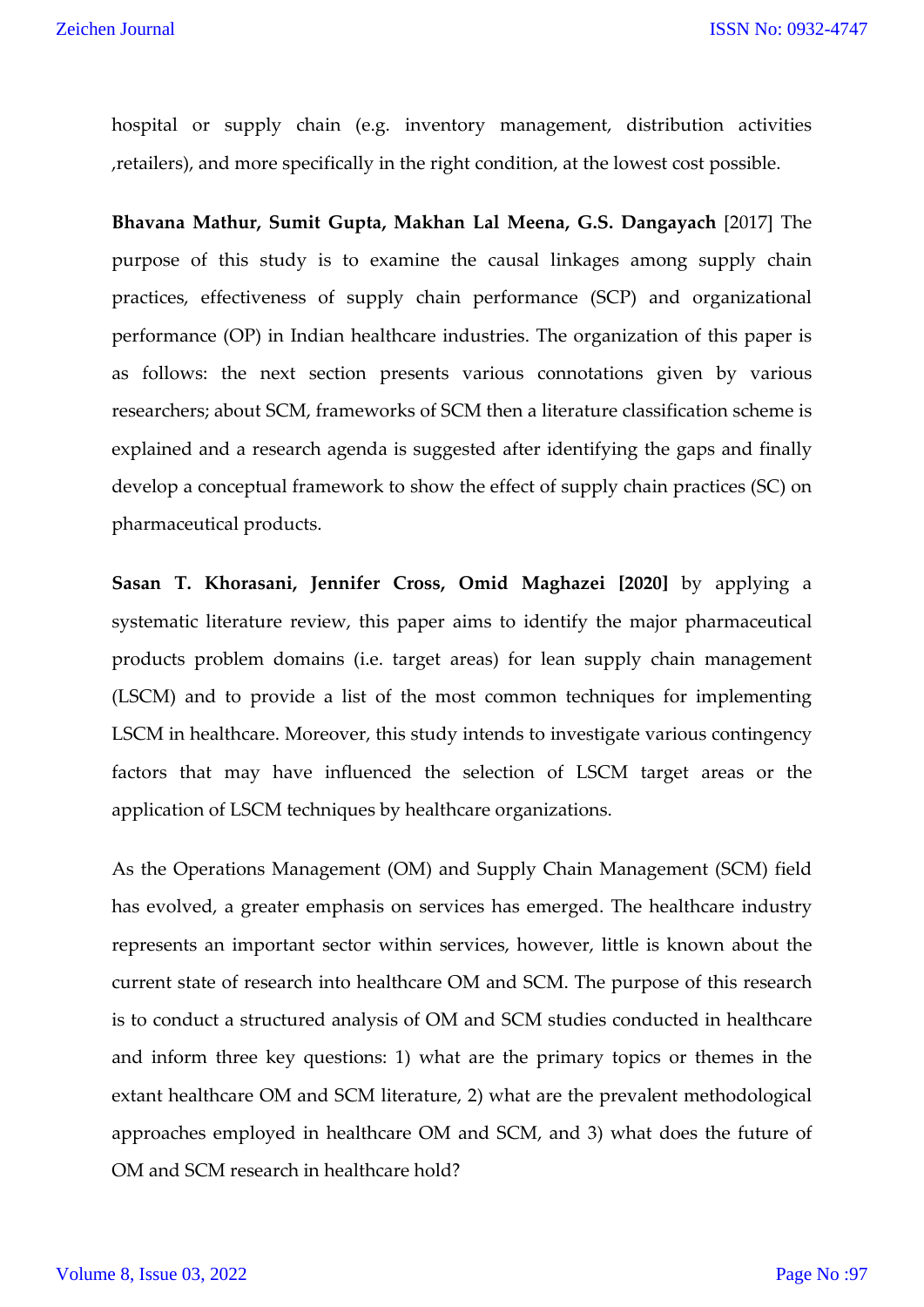hospital or supply chain (e.g. inventory management, distribution activities ,retailers), and more specifically in the right condition, at the lowest cost possible.

**Bhavana Mathur, Sumit Gupta, Makhan Lal Meena, G.S. Dangayach** [2017] The purpose of this study is to examine the causal linkages among supply chain practices, effectiveness of supply chain performance (SCP) and organizational performance (OP) in Indian healthcare industries. The organization of this paper is as follows: the next section presents various connotations given by various researchers; about SCM, frameworks of SCM then a literature classification scheme is explained and a research agenda is suggested after identifying the gaps and finally develop a conceptual framework to show the effect of supply chain practices (SC) on pharmaceutical products.

**Sasan T. Khorasani, Jennifer Cross, Omid Maghazei [2020]** by applying a systematic literature review, this paper aims to identify the major pharmaceutical products problem domains (i.e. target areas) for lean supply chain management (LSCM) and to provide a list of the most common techniques for implementing LSCM in healthcare. Moreover, this study intends to investigate various contingency factors that may have influenced the selection of LSCM target areas or the application of LSCM techniques by healthcare organizations.

As the Operations Management (OM) and Supply Chain Management (SCM) field has evolved, a greater emphasis on services has emerged. The healthcare industry represents an important sector within services, however, little is known about the current state of research into healthcare OM and SCM. The purpose of this research is to conduct a structured analysis of OM and SCM studies conducted in healthcare and inform three key questions: 1) what are the primary topics or themes in the extant healthcare OM and SCM literature, 2) what are the prevalent methodological approaches employed in healthcare OM and SCM, and 3) what does the future of OM and SCM research in healthcare hold?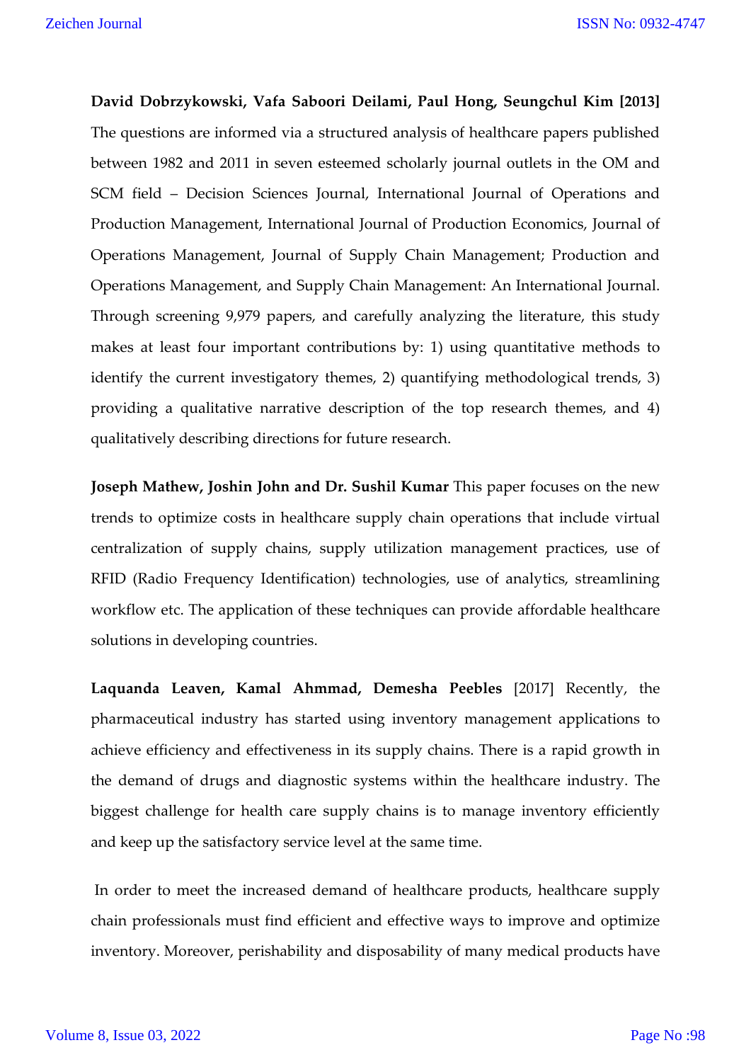**David Dobrzykowski, Vafa Saboori Deilami, Paul Hong, Seungchul Kim [2013]** The questions are informed via a structured analysis of healthcare papers published between 1982 and 2011 in seven esteemed scholarly journal outlets in the OM and SCM field – Decision Sciences Journal, International Journal of Operations and Production Management, International Journal of Production Economics, Journal of Operations Management, Journal of Supply Chain Management; Production and Operations Management, and Supply Chain Management: An International Journal. Through screening 9,979 papers, and carefully analyzing the literature, this study makes at least four important contributions by: 1) using quantitative methods to identify the current investigatory themes, 2) quantifying methodological trends, 3) providing a qualitative narrative description of the top research themes, and 4) qualitatively describing directions for future research.

**Joseph Mathew, Joshin John and Dr. Sushil Kumar** This paper focuses on the new trends to optimize costs in healthcare supply chain operations that include virtual centralization of supply chains, supply utilization management practices, use of RFID (Radio Frequency Identification) technologies, use of analytics, streamlining workflow etc. The application of these techniques can provide affordable healthcare solutions in developing countries.

**Laquanda Leaven, Kamal Ahmmad, Demesha Peebles** [2017] Recently, the pharmaceutical industry has started using inventory management applications to achieve efficiency and effectiveness in its supply chains. There is a rapid growth in the demand of drugs and diagnostic systems within the healthcare industry. The biggest challenge for health care supply chains is to manage inventory efficiently and keep up the satisfactory service level at the same time.

In order to meet the increased demand of healthcare products, healthcare supply chain professionals must find efficient and effective ways to improve and optimize inventory. Moreover, perishability and disposability of many medical products have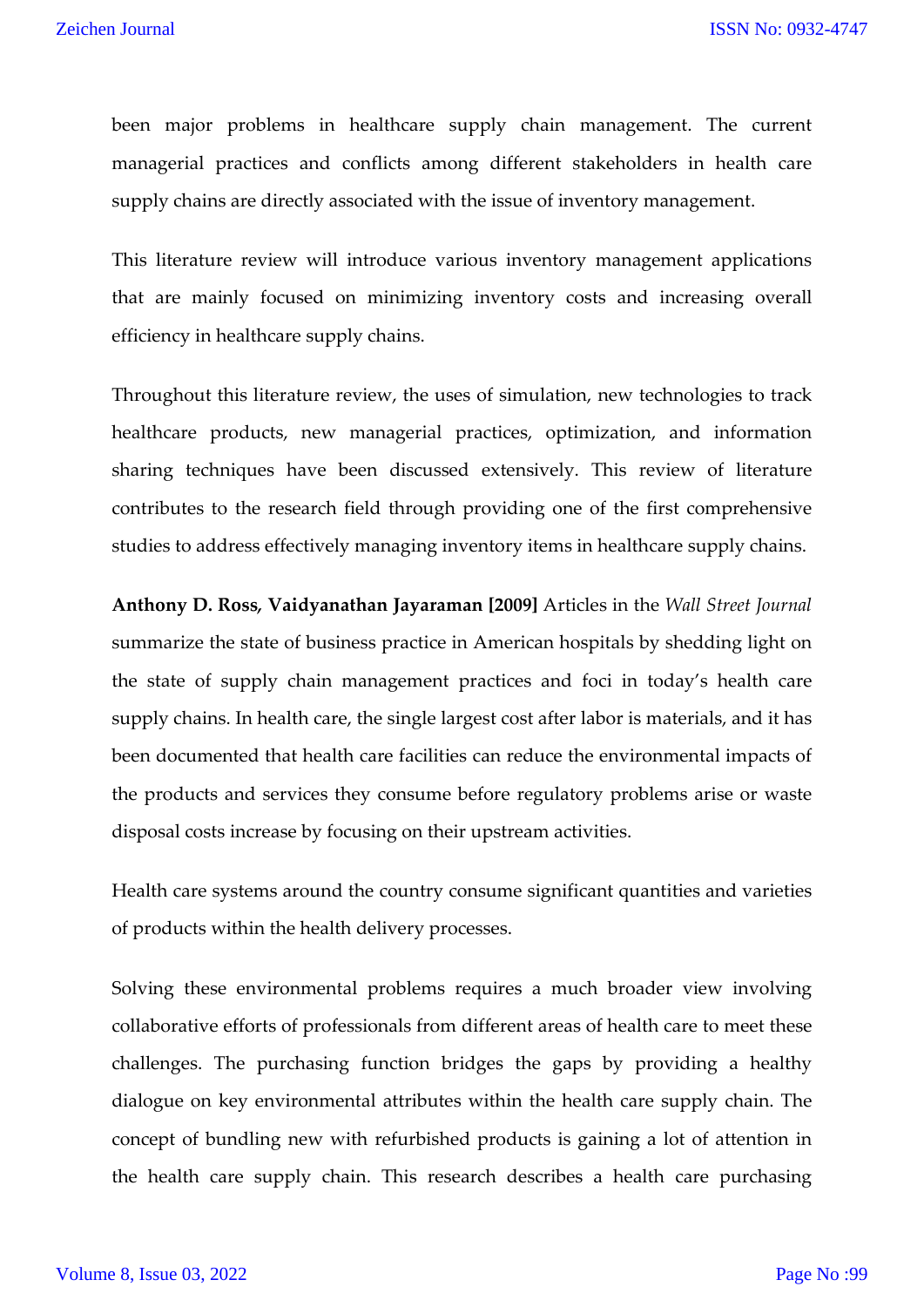been major problems in healthcare supply chain management. The current managerial practices and conflicts among different stakeholders in health care supply chains are directly associated with the issue of inventory management.

This literature review will introduce various inventory management applications that are mainly focused on minimizing inventory costs and increasing overall efficiency in healthcare supply chains.

Throughout this literature review, the uses of simulation, new technologies to track healthcare products, new managerial practices, optimization, and information sharing techniques have been discussed extensively. This review of literature contributes to the research field through providing one of the first comprehensive studies to address effectively managing inventory items in healthcare supply chains.

**Anthony D. Ross, Vaidyanathan Jayaraman [2009]** Articles in the *Wall Street Journal* summarize the state of business practice in American hospitals by shedding light on the state of supply chain management practices and foci in today's health care supply chains. In health care, the single largest cost after labor is materials, and it has been documented that health care facilities can reduce the environmental impacts of the products and services they consume before regulatory problems arise or waste disposal costs increase by focusing on their upstream activities.

Health care systems around the country consume significant quantities and varieties of products within the health delivery processes.

Solving these environmental problems requires a much broader view involving collaborative efforts of professionals from different areas of health care to meet these challenges. The purchasing function bridges the gaps by providing a healthy dialogue on key environmental attributes within the health care supply chain. The concept of bundling new with refurbished products is gaining a lot of attention in the health care supply chain. This research describes a health care purchasing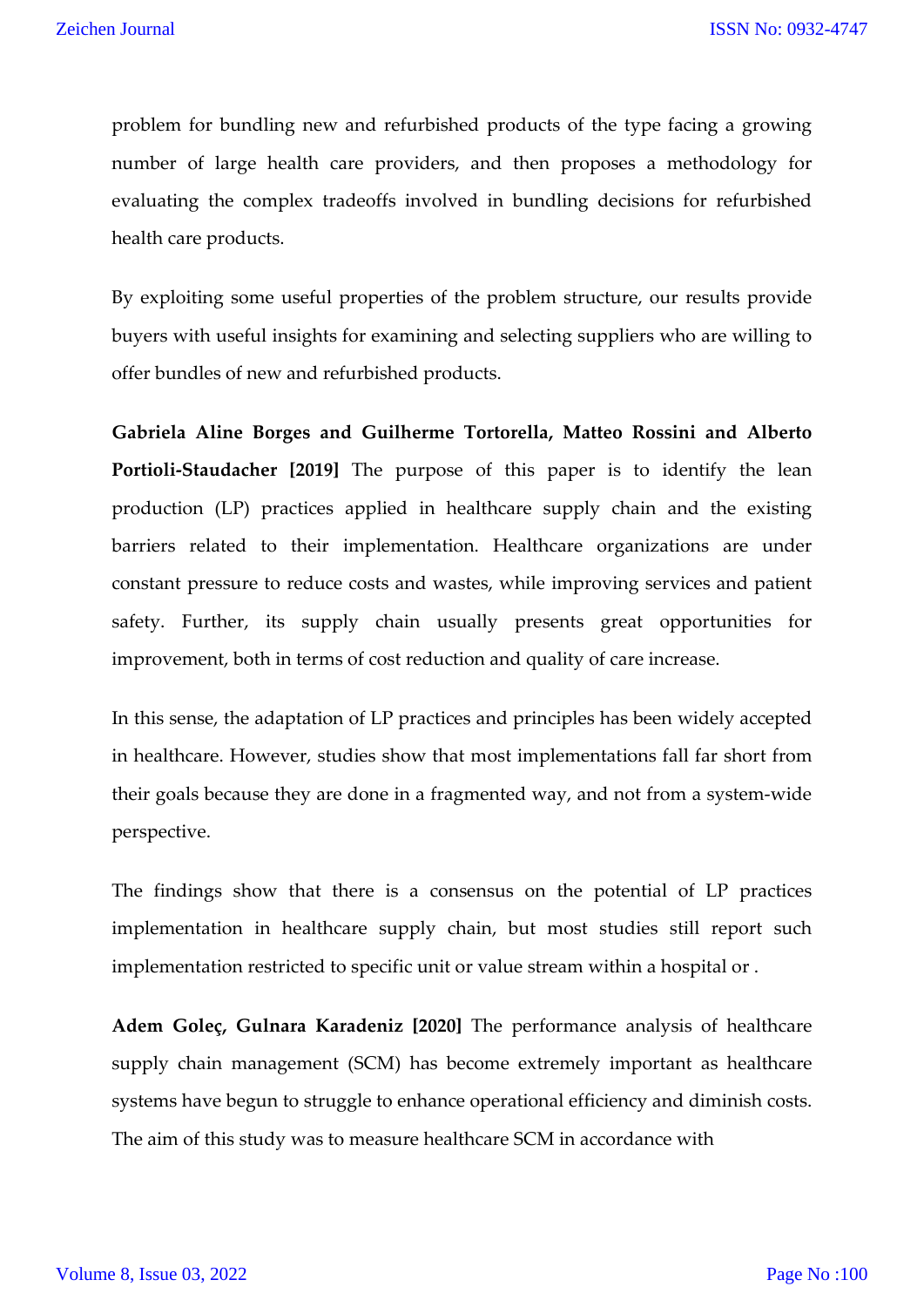problem for bundling new and refurbished products of the type facing a growing number of large health care providers, and then proposes a methodology for evaluating the complex tradeoffs involved in bundling decisions for refurbished health care products.

By exploiting some useful properties of the problem structure, our results provide buyers with useful insights for examining and selecting suppliers who are willing to offer bundles of new and refurbished products.

**Gabriela Aline Borges and Guilherme Tortorella, Matteo Rossini and Alberto Portioli-Staudacher [2019]** The purpose of this paper is to identify the lean production (LP) practices applied in healthcare supply chain and the existing barriers related to their implementation. Healthcare organizations are under constant pressure to reduce costs and wastes, while improving services and patient safety. Further, its supply chain usually presents great opportunities for improvement, both in terms of cost reduction and quality of care increase.

In this sense, the adaptation of LP practices and principles has been widely accepted in healthcare. However, studies show that most implementations fall far short from their goals because they are done in a fragmented way, and not from a system-wide perspective.

The findings show that there is a consensus on the potential of LP practices implementation in healthcare supply chain, but most studies still report such implementation restricted to specific unit or value stream within a hospital or .

**Adem Goleç, Gulnara Karadeniz [2020]** The performance analysis of healthcare supply chain management (SCM) has become extremely important as healthcare systems have begun to struggle to enhance operational efficiency and diminish costs. The aim of this study was to measure healthcare SCM in accordance with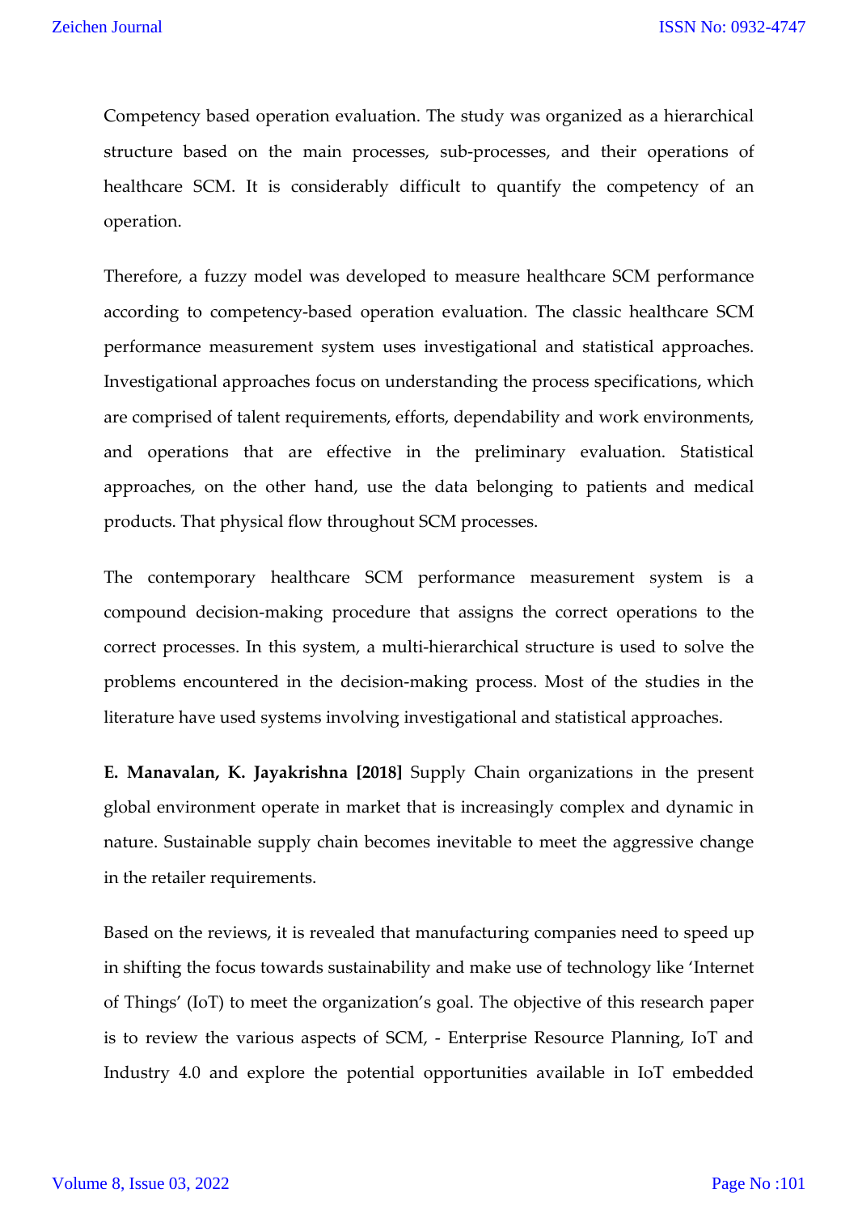Competency based operation evaluation. The study was organized as a hierarchical structure based on the main processes, sub-processes, and their operations of healthcare SCM. It is considerably difficult to quantify the competency of an operation.

Therefore, a fuzzy model was developed to measure healthcare SCM performance according to competency-based operation evaluation. The classic healthcare SCM performance measurement system uses investigational and statistical approaches. Investigational approaches focus on understanding the process specifications, which are comprised of talent requirements, efforts, dependability and work environments, and operations that are effective in the preliminary evaluation. Statistical approaches, on the other hand, use the data belonging to patients and medical products. That physical flow throughout SCM processes.

The contemporary healthcare SCM performance measurement system is a compound decision-making procedure that assigns the correct operations to the correct processes. In this system, a multi-hierarchical structure is used to solve the problems encountered in the decision-making process. Most of the studies in the literature have used systems involving investigational and statistical approaches.

**E. Manavalan, K. Jayakrishna [2018]** Supply Chain organizations in the present global environment operate in market that is increasingly complex and dynamic in nature. Sustainable supply chain becomes inevitable to meet the aggressive change in the retailer requirements.

Based on the reviews, it is revealed that manufacturing companies need to speed up in shifting the focus towards sustainability and make use of technology like 'Internet of Things' (IoT) to meet the organization's goal. The objective of this research paper is to review the various aspects of SCM, - Enterprise Resource Planning, IoT and Industry 4.0 and explore the potential opportunities available in IoT embedded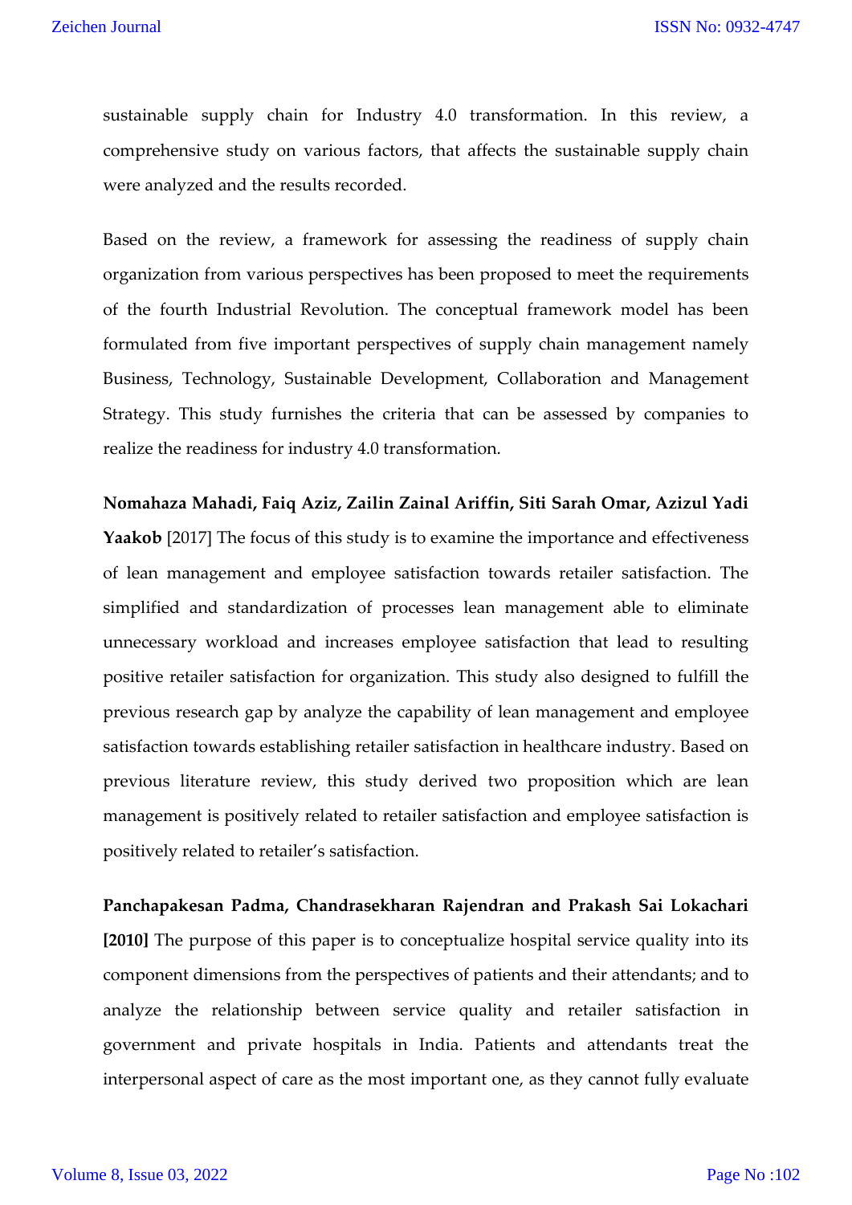sustainable supply chain for Industry 4.0 transformation. In this review, a comprehensive study on various factors, that affects the sustainable supply chain were analyzed and the results recorded.

Based on the review, a framework for assessing the readiness of supply chain organization from various perspectives has been proposed to meet the requirements of the fourth Industrial Revolution. The conceptual framework model has been formulated from five important perspectives of supply chain management namely Business, Technology, Sustainable Development, Collaboration and Management Strategy. This study furnishes the criteria that can be assessed by companies to realize the readiness for industry 4.0 transformation.

**Nomahaza Mahadi, Faiq Aziz, Zailin Zainal Ariffin, Siti Sarah Omar, Azizul Yadi Yaakob** [2017] The focus of this study is to examine the importance and effectiveness of lean management and employee satisfaction towards retailer satisfaction. The simplified and standardization of processes lean management able to eliminate unnecessary workload and increases employee satisfaction that lead to resulting positive retailer satisfaction for organization. This study also designed to fulfill the previous research gap by analyze the capability of lean management and employee satisfaction towards establishing retailer satisfaction in healthcare industry. Based on previous literature review, this study derived two proposition which are lean management is positively related to retailer satisfaction and employee satisfaction is positively related to retailer's satisfaction.

**Panchapakesan Padma, Chandrasekharan Rajendran and Prakash Sai Lokachari [2010]** The purpose of this paper is to conceptualize hospital service quality into its component dimensions from the perspectives of patients and their attendants; and to analyze the relationship between service quality and retailer satisfaction in government and private hospitals in India. Patients and attendants treat the interpersonal aspect of care as the most important one, as they cannot fully evaluate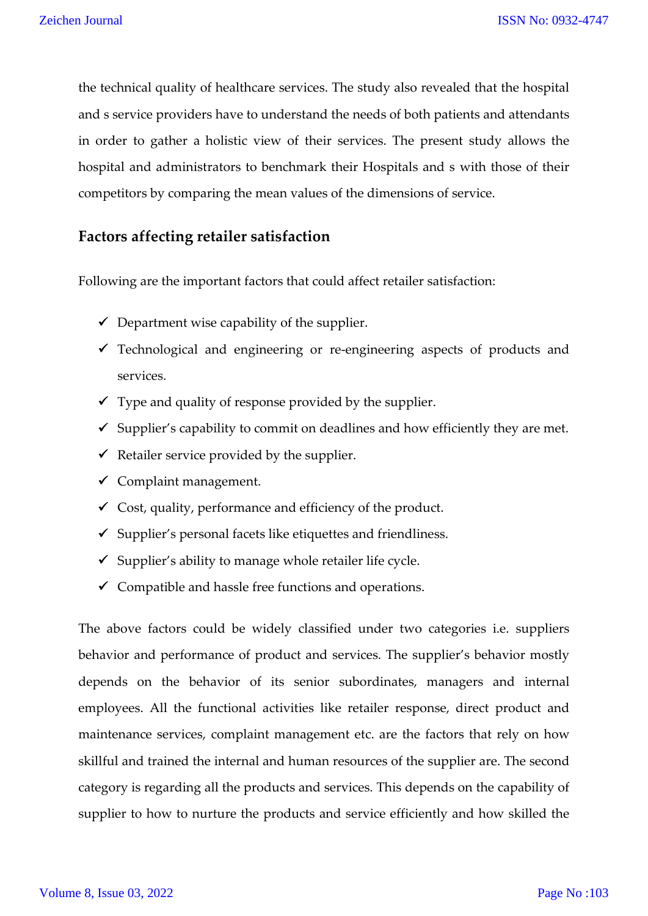the technical quality of healthcare services. The study also revealed that the hospital and s service providers have to understand the needs of both patients and attendants in order to gather a holistic view of their services. The present study allows the hospital and administrators to benchmark their Hospitals and s with those of their competitors by comparing the mean values of the dimensions of service.

## Factors affecting retailer satisfaction

Following are the important factors that could affect retailer satisfaction:

- ✓ Department wise capability of the supplier.
- ✓ Technological and engineering or re-engineering aspects of products and services.
- ✓ Type and quality of response provided by the supplier.
- ✓ Supplier's capability to commit on deadlines and how efficiently they are met.
- ✓ Retailer service provided by the supplier.
- ✓ Complaint management.
- ✓ Cost, quality, performance and efficiency of the product.
- ✓ Supplier's personal facets like etiquettes and friendliness.
- ✓ Supplier's ability to manage whole retailer life cycle.
- ✓ Compatible and hassle free functions and operations.

The above factors could be widely classified under two categories i.e. suppliers behavior and performance of product and services. The supplier's behavior mostly depends on the behavior of its senior subordinates, managers and internal employees. All the functional activities like retailer response, direct product and maintenance services, complaint management etc. are the factors that rely on how skillful and trained the internal and human resources of the supplier are. The second category is regarding all the products and services. This depends on the capability of supplier to how to nurture the products and service efficiently and how skilled the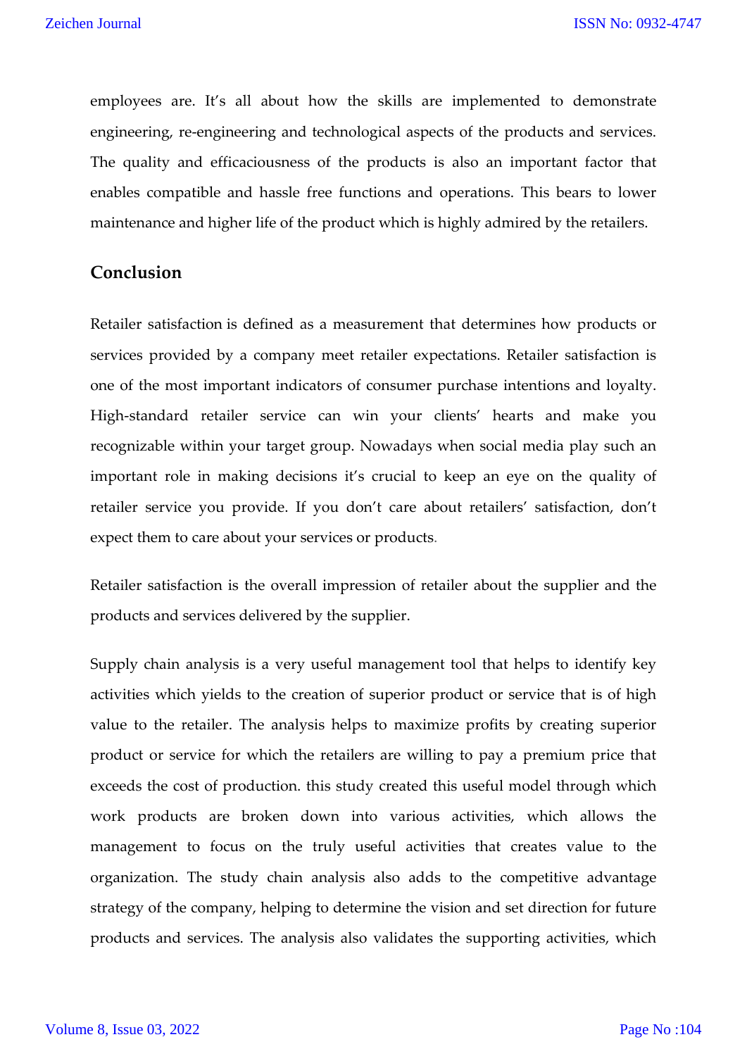employees are. It's all about how the skills are implemented to demonstrate engineering, re-engineering and technological aspects of the products and services. The quality and efficaciousness of the products is also an important factor that enables compatible and hassle free functions and operations. This bears to lower maintenance and higher life of the product which is highly admired by the retailers.

## Conclusion

Retailer satisfaction is defined as a measurement that determines how products or services provided by a company meet retailer expectations. Retailer satisfaction is one of the most important indicators of consumer purchase intentions and loyalty. High-standard retailer service can win your clients' hearts and make you recognizable within your target group. Nowadays when social media play such an important role in making decisions it's crucial to keep an eye on the quality of retailer service you provide. If you don't care about retailers' satisfaction, don't expect them to care about your services or products.

Retailer satisfaction is the overall impression of retailer about the supplier and the products and services delivered by the supplier.

Supply chain analysis is a very useful management tool that helps to identify key activities which yields to the creation of superior product or service that is of high value to the retailer. The analysis helps to maximize profits by creating superior product or service for which the retailers are willing to pay a premium price that exceeds the cost of production. this study created this useful model through which work products are broken down into various activities, which allows the management to focus on the truly useful activities that creates value to the organization. The study chain analysis also adds to the competitive advantage strategy of the company, helping to determine the vision and set direction for future products and services. The analysis also validates the supporting activities, which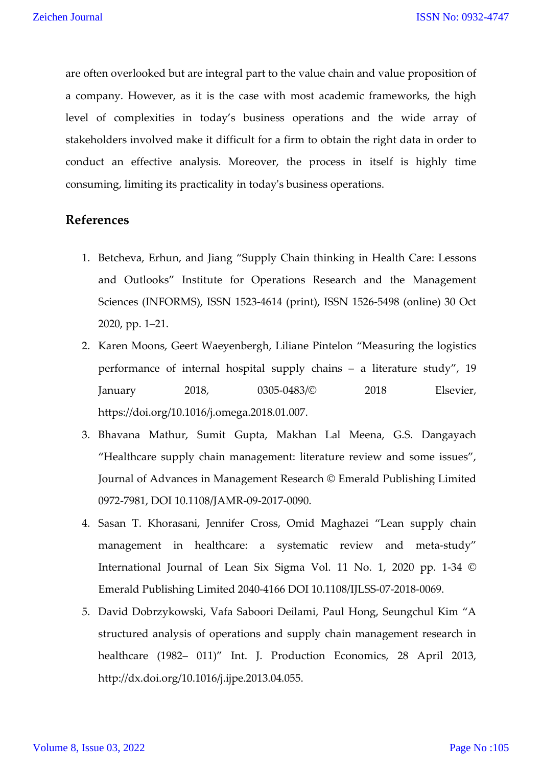are often overlooked but are integral part to the value chain and value proposition of a company. However, as it is the case with most academic frameworks, the high level of complexities in today's business operations and the wide array of stakeholders involved make it difficult for a firm to obtain the right data in order to conduct an effective analysis. Moreover, the process in itself is highly time consuming, limiting its practicality in today's business operations.

## References

1. Betcheva, Erhun, and Jiang "Supply Chain thinking in Health Care: Lessons and Outlooks" Institute for Operations Research and the Management Sciences (INFORMS), ISSN 1523-4614 (print), ISSN 1526-5498 (online) 30 Oct 2020, pp. 1–21.
2. Karen Moons, Geert Waeyenbergh, Liliane Pintelon "Measuring the logistics performance of internal hospital supply chains – a literature study", 19 January 2018, 0305-0483/© 2018 Elsevier, https://doi.org/10.1016/j.omega.2018.01.007.
3. Bhavana Mathur, Sumit Gupta, Makhan Lal Meena, G.S. Dangayach "Healthcare supply chain management: literature review and some issues", Journal of Advances in Management Research © Emerald Publishing Limited 0972-7981, DOI 10.1108/JAMR-09-2017-0090.
4. Sasan T. Khorasani, Jennifer Cross, Omid Maghazei "Lean supply chain management in healthcare: a systematic review and meta-study" International Journal of Lean Six Sigma Vol. 11 No. 1, 2020 pp. 1-34 © Emerald Publishing Limited 2040-4166 DOI 10.1108/IJLSS-07-2018-0069.
5. David Dobrzykowski, Vafa Saboori Deilami, Paul Hong, Seungchul Kim "A structured analysis of operations and supply chain management research in healthcare (1982– 011)" Int. J. Production Economics, 28 April 2013, http://dx.doi.org/10.1016/j.ijpe.2013.04.055.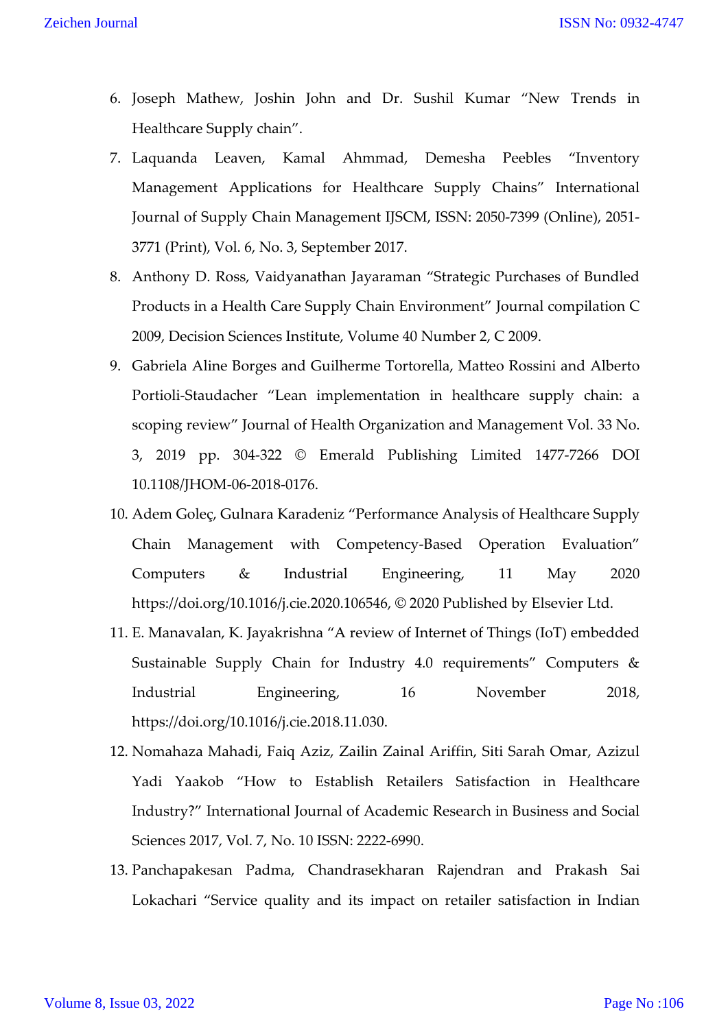6. Joseph Mathew, Joshin John and Dr. Sushil Kumar "New Trends in Healthcare Supply chain".
7. Laquanda Leaven, Kamal Ahhmad, Demesha Peebles "Inventory Management Applications for Healthcare Supply Chains" International Journal of Supply Chain Management IJSCM, ISSN: 2050-7399 (Online), 2051-3771 (Print), Vol. 6, No. 3, September 2017.
8. Anthony D. Ross, Vaidyanathan Jayaraman "Strategic Purchases of Bundled Products in a Health Care Supply Chain Environment" Journal compilation C 2009, Decision Sciences Institute, Volume 40 Number 2, C 2009.
9. Gabriela Aline Borges and Guilherme Tortorella, Matteo Rossini and Alberto Portioli-Staudacher "Lean implementation in healthcare supply chain: a scoping review" Journal of Health Organization and Management Vol. 33 No. 3, 2019 pp. 304-322 © Emerald Publishing Limited 1477-7266 DOI 10.1108/JHOM-06-2018-0176.
10. Adem Goleç, Gulnara Karadeniz "Performance Analysis of Healthcare Supply Chain Management with Competency-Based Operation Evaluation" Computers & Industrial Engineering, 11 May 2020 https://doi.org/10.1016/j.cie.2020.106546, © 2020 Published by Elsevier Ltd.
11. E. Manavalan, K. Jayakrishna "A review of Internet of Things (IoT) embedded Sustainable Supply Chain for Industry 4.0 requirements" Computers & Industrial Engineering, 16 November 2018, https://doi.org/10.1016/j.cie.2018.11.030.
12. Nomahaza Mahadi, Faiq Aziz, Zailin Zainal Ariffin, Siti Sarah Omar, Azizul Yadi Yaakob "How to Establish Retailers Satisfaction in Healthcare Industry?" International Journal of Academic Research in Business and Social Sciences 2017, Vol. 7, No. 10 ISSN: 2222-6990.
13. Panchapakesan Padma, Chandrasekharan Rajendran and Prakash Sai Lokachari "Service quality and its impact on retailer satisfaction in Indian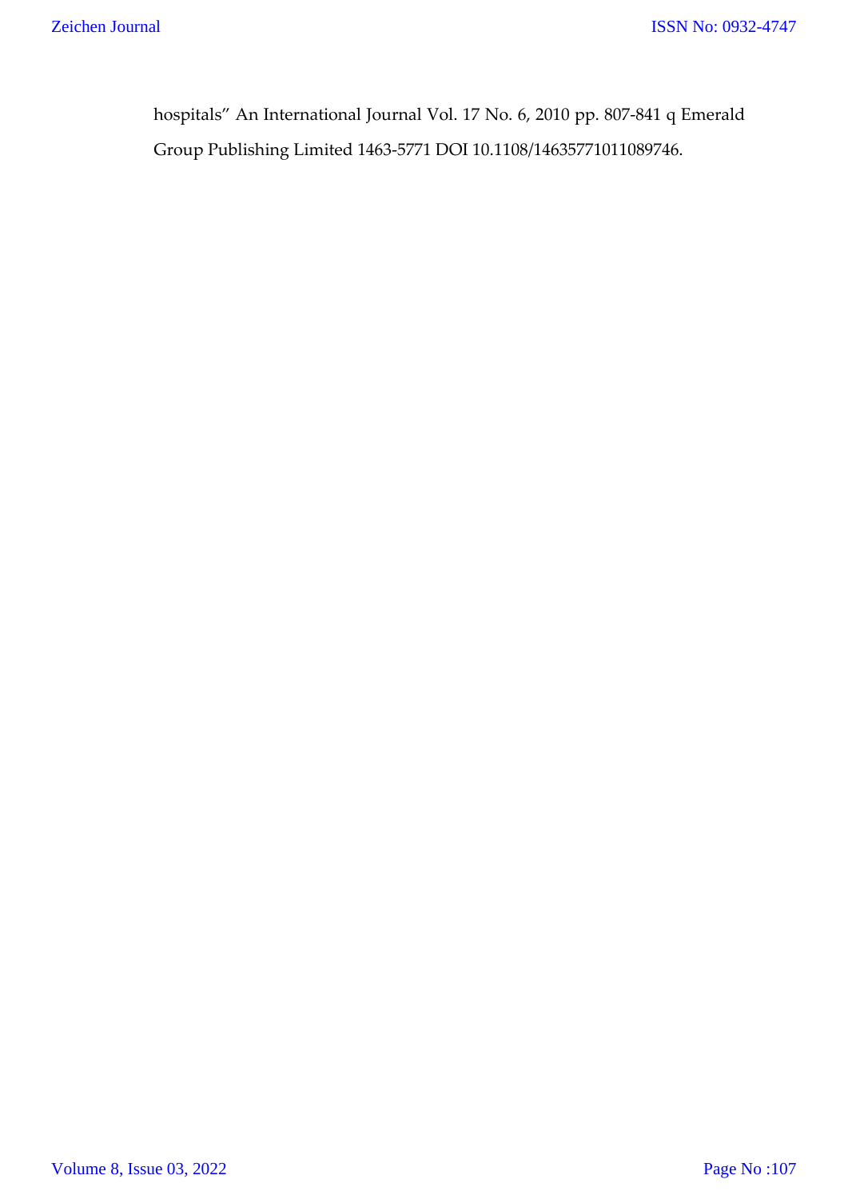hospitals” An International Journal Vol. 17 No. 6, 2010 pp. 807-841 q Emerald Group Publishing Limited 1463-5771 DOI 10.1108/14635771011089746.